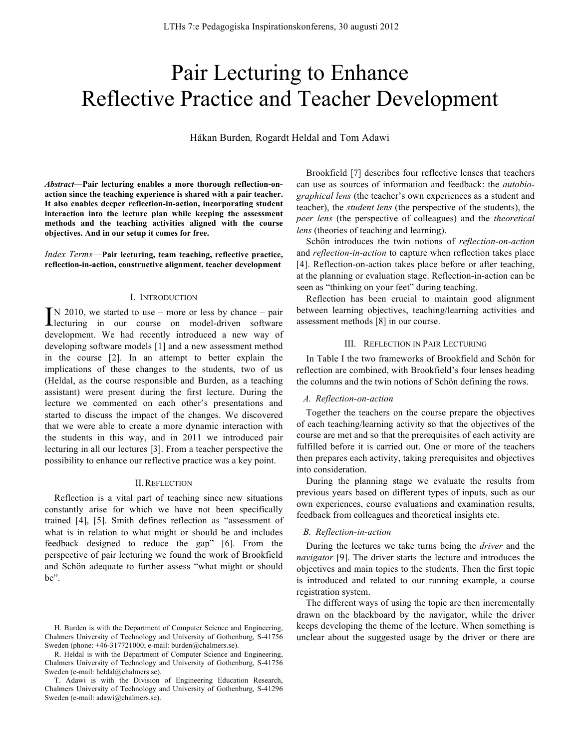# Pair Lecturing to Enhance Reflective Practice and Teacher Development

Håkan Burden, Rogardt Heldal and Tom Adawi

***Abstract*—Pair lecturing enables a more thorough reflection-on-action since the teaching experience is shared with a pair teacher. It also enables deeper reflection-in-action, incorporating student interaction into the lecture plan while keeping the assessment methods and the teaching activities aligned with the course objectives. And in our setup it comes for free.**

*Index Terms*—**Pair lecturing, team teaching, reflective practice, reflection-in-action, constructive alignment, teacher development**

## I. Introduction

IN 2010, we started to use – more or less by chance – pair lecturing in our course on model-driven software development. We had recently introduced a new way of developing software models [1] and a new assessment method in the course [2]. In an attempt to better explain the implications of these changes to the students, two of us (Heldal, as the course responsible and Burden, as a teaching assistant) were present during the first lecture. During the lecture we commented on each other's presentations and started to discuss the impact of the changes. We discovered that we were able to create a more dynamic interaction with the students in this way, and in 2011 we introduced pair lecturing in all our lectures [3]. From a teacher perspective the possibility to enhance our reflective practice was a key point.

## II. Reflection

Reflection is a vital part of teaching since new situations constantly arise for which we have not been specifically trained [4], [5]. Smith defines reflection as "assessment of what is in relation to what might or should be and includes feedback designed to reduce the gap" [6]. From the perspective of pair lecturing we found the work of Brookfield and Schön adequate to further assess "what might or should be".

Brookfield [7] describes four reflective lenses that teachers can use as sources of information and feedback: the *autobiographical lens* (the teacher's own experiences as a student and teacher), the *student lens* (the perspective of the students), the *peer lens* (the perspective of colleagues) and the *theoretical lens* (theories of teaching and learning).

Schön introduces the twin notions of *reflection-on-action* and *reflection-in-action* to capture when reflection takes place [4]. Reflection-on-action takes place before or after teaching, at the planning or evaluation stage. Reflection-in-action can be seen as "thinking on your feet" during teaching.

Reflection has been crucial to maintain good alignment between learning objectives, teaching/learning activities and assessment methods [8] in our course.

## III. Reflection in Pair Lecturing

In Table I the two frameworks of Brookfield and Schön for reflection are combined, with Brookfield's four lenses heading the columns and the twin notions of Schön defining the rows.

### A. Reflection-on-action

Together the teachers on the course prepare the objectives of each teaching/learning activity so that the objectives of the course are met and so that the prerequisites of each activity are fulfilled before it is carried out. One or more of the teachers then prepares each activity, taking prerequisites and objectives into consideration.

During the planning stage we evaluate the results from previous years based on different types of inputs, such as our own experiences, course evaluations and examination results, feedback from colleagues and theoretical insights etc.

### B. Reflection-in-action

During the lectures we take turns being the *driver* and the *navigator* [9]. The driver starts the lecture and introduces the objectives and main topics to the students. Then the first topic is introduced and related to our running example, a course registration system.

The different ways of using the topic are then incrementally drawn on the blackboard by the navigator, while the driver keeps developing the theme of the lecture. When something is unclear about the suggested usage by the driver or there are

H. Burden is with the Department of Computer Science and Engineering, Chalmers University of Technology and University of Gothenburg, S-41756 Sweden (phone: +46-317721000; e-mail: burden@chalmers.se).

R. Heldal is with the Department of Computer Science and Engineering, Chalmers University of Technology and University of Gothenburg, S-41756 Sweden (e-mail: heldal@chalmers.se).

T. Adawi is with the Division of Engineering Education Research, Chalmers University of Technology and University of Gothenburg, S-41296 Sweden (e-mail: adawi@chalmers.se).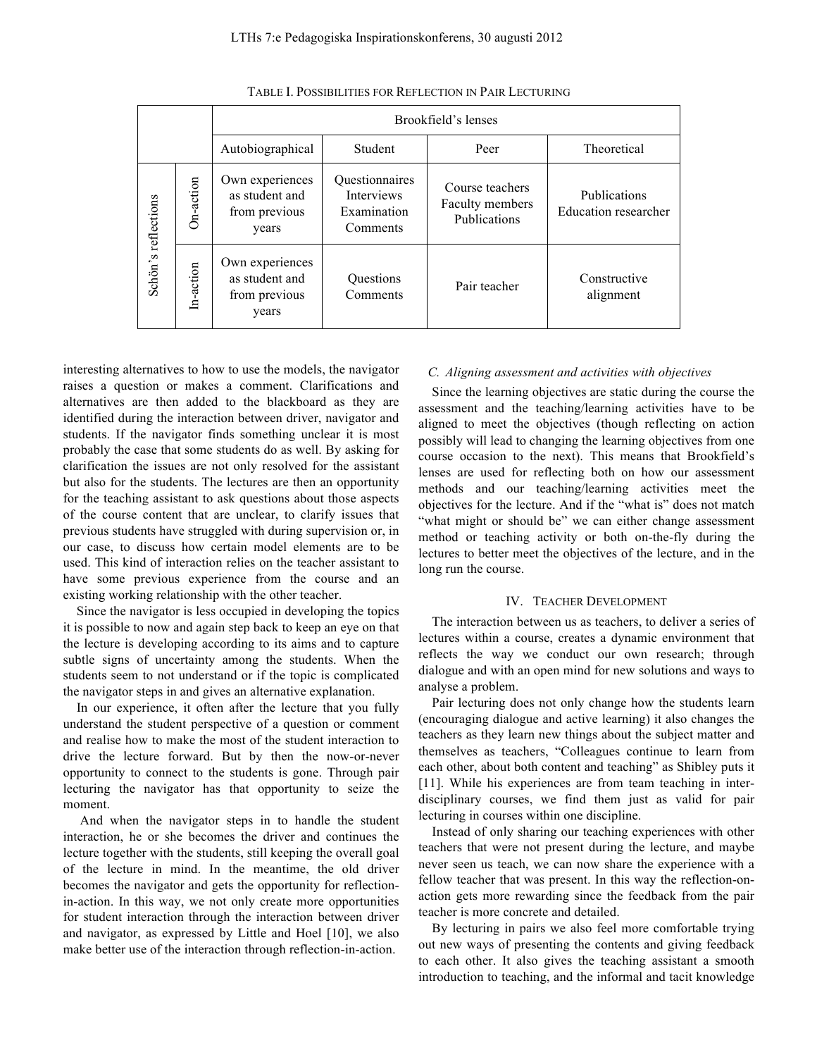TABLE I. POSSIBILITIES FOR REFLECTION IN PAIR LECTURING

| | | Brookfield's lenses | | | |
|---|---|---|---|---|---|
| | | Autobiographical | Student | Peer | Theoretical |
| Schön's reflections | On-action | Own experiences as student and from previous years | Questionnaires Interviews Examination Comments | Course teachers Faculty members Publications | Publications Education researcher |
| | In-action | Own experiences as student and from previous years | Questions Comments | Pair teacher | Constructive alignment |

interesting alternatives to how to use the models, the navigator raises a question or makes a comment. Clarifications and alternatives are then added to the blackboard as they are identified during the interaction between driver, navigator and students. If the navigator finds something unclear it is most probably the case that some students do as well. By asking for clarification the issues are not only resolved for the assistant but also for the students. The lectures are then an opportunity for the teaching assistant to ask questions about those aspects of the course content that are unclear, to clarify issues that previous students have struggled with during supervision or, in our case, to discuss how certain model elements are to be used. This kind of interaction relies on the teacher assistant to have some previous experience from the course and an existing working relationship with the other teacher.

Since the navigator is less occupied in developing the topics it is possible to now and again step back to keep an eye on that the lecture is developing according to its aims and to capture subtle signs of uncertainty among the students. When the students seem to not understand or if the topic is complicated the navigator steps in and gives an alternative explanation.

In our experience, it often after the lecture that you fully understand the student perspective of a question or comment and realise how to make the most of the student interaction to drive the lecture forward. But by then the now-or-never opportunity to connect to the students is gone. Through pair lecturing the navigator has that opportunity to seize the moment.

And when the navigator steps in to handle the student interaction, he or she becomes the driver and continues the lecture together with the students, still keeping the overall goal of the lecture in mind. In the meantime, the old driver becomes the navigator and gets the opportunity for reflection-in-action. In this way, we not only create more opportunities for student interaction through the interaction between driver and navigator, as expressed by Little and Hoel [10], we also make better use of the interaction through reflection-in-action.

### C. *Aligning assessment and activities with objectives*

Since the learning objectives are static during the course the assessment and the teaching/learning activities have to be aligned to meet the objectives (though reflecting on action possibly will lead to changing the learning objectives from one course occasion to the next). This means that Brookfield's lenses are used for reflecting both on how our assessment methods and our teaching/learning activities meet the objectives for the lecture. And if the "what is" does not match "what might or should be" we can either change assessment method or teaching activity or both on-the-fly during the lectures to better meet the objectives of the lecture, and in the long run the course.

## IV. TEACHER DEVELOPMENT

The interaction between us as teachers, to deliver a series of lectures within a course, creates a dynamic environment that reflects the way we conduct our own research; through dialogue and with an open mind for new solutions and ways to analyse a problem.

Pair lecturing does not only change how the students learn (encouraging dialogue and active learning) it also changes the teachers as they learn new things about the subject matter and themselves as teachers, "Colleagues continue to learn from each other, about both content and teaching" as Shibley puts it [11]. While his experiences are from team teaching in inter-disciplinary courses, we find them just as valid for pair lecturing in courses within one discipline.

Instead of only sharing our teaching experiences with other teachers that were not present during the lecture, and maybe never seen us teach, we can now share the experience with a fellow teacher that was present. In this way the reflection-on-action gets more rewarding since the feedback from the pair teacher is more concrete and detailed.

By lecturing in pairs we also feel more comfortable trying out new ways of presenting the contents and giving feedback to each other. It also gives the teaching assistant a smooth introduction to teaching, and the informal and tacit knowledge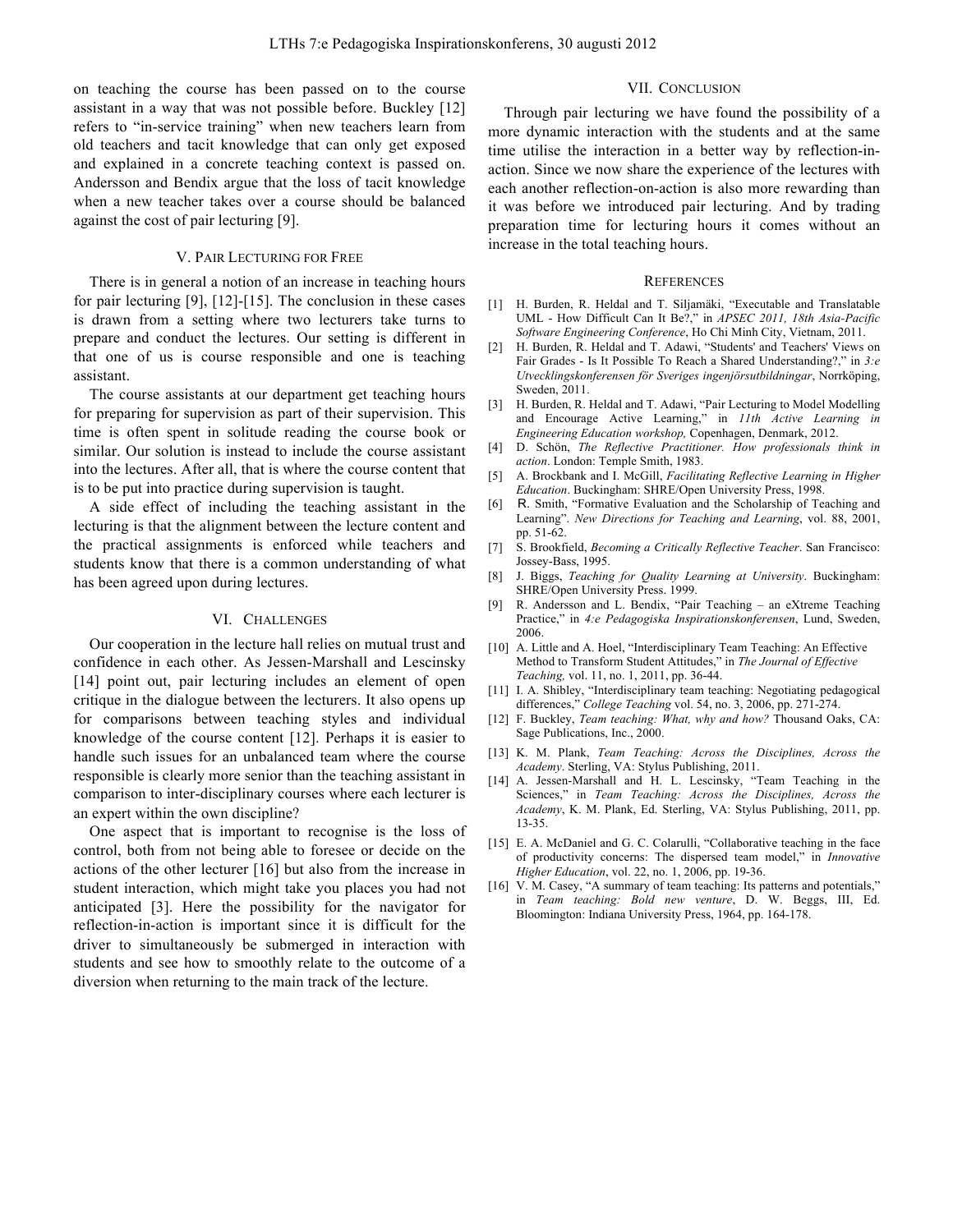on teaching the course has been passed on to the course assistant in a way that was not possible before. Buckley [12] refers to "in-service training" when new teachers learn from old teachers and tacit knowledge that can only get exposed and explained in a concrete teaching context is passed on. Andersson and Bendix argue that the loss of tacit knowledge when a new teacher takes over a course should be balanced against the cost of pair lecturing [9].

## V. Pair Lecturing for Free

There is in general a notion of an increase in teaching hours for pair lecturing [9], [12]-[15]. The conclusion in these cases is drawn from a setting where two lecturers take turns to prepare and conduct the lectures. Our setting is different in that one of us is course responsible and one is teaching assistant.

The course assistants at our department get teaching hours for preparing for supervision as part of their supervision. This time is often spent in solitude reading the course book or similar. Our solution is instead to include the course assistant into the lectures. After all, that is where the course content that is to be put into practice during supervision is taught.

A side effect of including the teaching assistant in the lecturing is that the alignment between the lecture content and the practical assignments is enforced while teachers and students know that there is a common understanding of what has been agreed upon during lectures.

## VI. Challenges

Our cooperation in the lecture hall relies on mutual trust and confidence in each other. As Jessen-Marshall and Lescinsky [14] point out, pair lecturing includes an element of open critique in the dialogue between the lecturers. It also opens up for comparisons between teaching styles and individual knowledge of the course content [12]. Perhaps it is easier to handle such issues for an unbalanced team where the course responsible is clearly more senior than the teaching assistant in comparison to inter-disciplinary courses where each lecturer is an expert within the own discipline?

One aspect that is important to recognise is the loss of control, both from not being able to foresee or decide on the actions of the other lecturer [16] but also from the increase in student interaction, which might take you places you had not anticipated [3]. Here the possibility for the navigator for reflection-in-action is important since it is difficult for the driver to simultaneously be submerged in interaction with students and see how to smoothly relate to the outcome of a diversion when returning to the main track of the lecture.

## VII. Conclusion

Through pair lecturing we have found the possibility of a more dynamic interaction with the students and at the same time utilise the interaction in a better way by reflection-in-action. Since we now share the experience of the lectures with each another reflection-on-action is also more rewarding than it was before we introduced pair lecturing. And by trading preparation time for lecturing hours it comes without an increase in the total teaching hours.

## References

[1] H. Burden, R. Heldal and T. Siljamäki, "Executable and Translatable UML - How Difficult Can It Be?," in *APSEC 2011, 18th Asia-Pacific Software Engineering Conference*, Ho Chi Minh City, Vietnam, 2011.

[2] H. Burden, R. Heldal and T. Adawi, "Students' and Teachers' Views on Fair Grades - Is It Possible To Reach a Shared Understanding?," in *3:e Utvecklingskonferensen för Sveriges ingenjörsutbildningar*, Norrköping, Sweden, 2011.

[3] H. Burden, R. Heldal and T. Adawi, "Pair Lecturing to Model Modelling and Encourage Active Learning," in *11th Active Learning in Engineering Education workshop,* Copenhagen, Denmark, 2012.

[4] D. Schön, *The Reflective Practitioner. How professionals think in action*. London: Temple Smith, 1983.

[5] A. Brockbank and I. McGill, *Facilitating Reflective Learning in Higher Education*. Buckingham: SHRE/Open University Press, 1998.

[6] R. Smith, "Formative Evaluation and the Scholarship of Teaching and Learning". *New Directions for Teaching and Learning*, vol. 88, 2001, pp. 51-62.

[7] S. Brookfield, *Becoming a Critically Reflective Teacher*. San Francisco: Jossey-Bass, 1995.

[8] J. Biggs, *Teaching for Quality Learning at University*. Buckingham: SHRE/Open University Press. 1999.

[9] R. Andersson and L. Bendix, "Pair Teaching – an eXtreme Teaching Practice," in *4:e Pedagogiska Inspirationskonferensen*, Lund, Sweden, 2006.

[10] A. Little and A. Hoel, "Interdisciplinary Team Teaching: An Effective Method to Transform Student Attitudes," in *The Journal of Effective Teaching,* vol. 11, no. 1, 2011, pp. 36-44.

[11] I. A. Shibley, "Interdisciplinary team teaching: Negotiating pedagogical differences," *College Teaching* vol. 54, no. 3, 2006, pp. 271-274.

[12] F. Buckley, *Team teaching: What, why and how?* Thousand Oaks, CA: Sage Publications, Inc., 2000.

[13] K. M. Plank, *Team Teaching: Across the Disciplines, Across the Academy*. Sterling, VA: Stylus Publishing, 2011.

[14] A. Jessen-Marshall and H. L. Lescinsky, "Team Teaching in the Sciences," in *Team Teaching: Across the Disciplines, Across the Academy*, K. M. Plank, Ed. Sterling, VA: Stylus Publishing, 2011, pp. 13-35.

[15] E. A. McDaniel and G. C. Colarulli, "Collaborative teaching in the face of productivity concerns: The dispersed team model," in *Innovative Higher Education*, vol. 22, no. 1, 2006, pp. 19-36.

[16] V. M. Casey, "A summary of team teaching: Its patterns and potentials," in *Team teaching: Bold new venture*, D. W. Beggs, III, Ed. Bloomington: Indiana University Press, 1964, pp. 164-178.